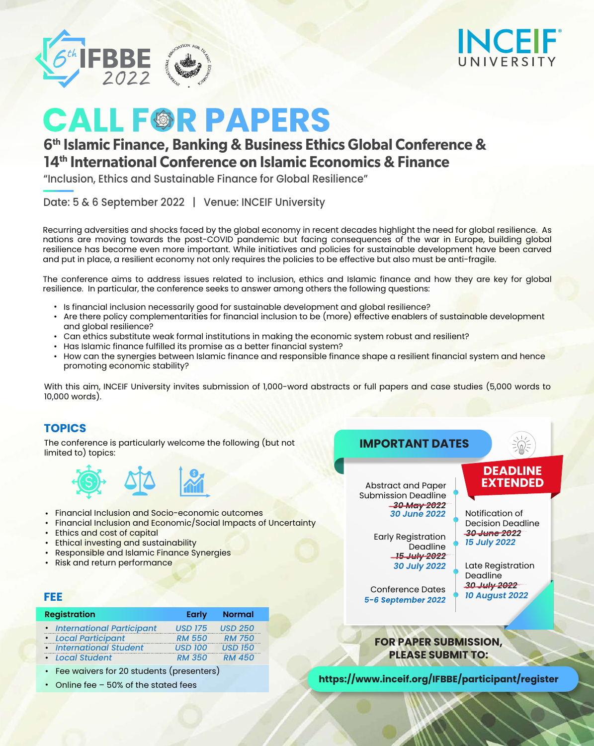6th IFBBE 2022

INCEIF UNIVERSITY

# CALL FOR PAPERS

## 6th Islamic Finance, Banking & Business Ethics Global Conference & 14th International Conference on Islamic Economics & Finance

"Inclusion, Ethics and Sustainable Finance for Global Resilience"

Date: 5 & 6 September 2022 | Venue: INCEIF University

Recurring adversities and shocks faced by the global economy in recent decades highlight the need for global resilience. As nations are moving towards the post-COVID pandemic but facing consequences of the war in Europe, building global resilience has become even more important. While initiatives and policies for sustainable development have been carved and put in place, a resilient economy not only requires the policies to be effective but also must be anti-fragile.

The conference aims to address issues related to inclusion, ethics and Islamic finance and how they are key for global resilience. In particular, the conference seeks to answer among others the following questions:

- Is financial inclusion necessarily good for sustainable development and global resilience?
- Are there policy complementarities for financial inclusion to be (more) effective enablers of sustainable development and global resilience?
- Can ethics substitute weak formal institutions in making the economic system robust and resilient?
- Has Islamic finance fulfilled its promise as a better financial system?
- How can the synergies between Islamic finance and responsible finance shape a resilient financial system and hence promoting economic stability?

With this aim, INCEIF University invites submission of 1,000-word abstracts or full papers and case studies (5,000 words to 10,000 words).

### TOPICS

The conference is particularly welcome the following (but not limited to) topics:

- Financial Inclusion and Socio-economic outcomes
- Financial Inclusion and Economic/Social Impacts of Uncertainty
- Ethics and cost of capital
- Ethical investing and sustainability
- Responsible and Islamic Finance Synergies
- Risk and return performance

### FEE

| Registration | Early | Normal |
|---|---|---|
| *International Participant* | *USD 175* | *USD 250* |
| *Local Participant* | *RM 550* | *RM 750* |
| *International Student* | *USD 100* | *USD 150* |
| *Local Student* | *RM 350* | *RM 450* |

- Fee waivers for 20 students (presenters)
- Online fee – 50% of the stated fees

### IMPORTANT DATES

**DEADLINE EXTENDED**

- Abstract and Paper Submission Deadline: ~~30 May 2022~~ ***30 June 2022***
- Notification of Decision Deadline: ~~30 June 2022~~ ***15 July 2022***
- Early Registration Deadline: ~~15 July 2022~~ ***30 July 2022***
- Late Registration Deadline: ~~30 July 2022~~ ***10 August 2022***
- Conference Dates: ***5-6 September 2022***

**FOR PAPER SUBMISSION, PLEASE SUBMIT TO:**

**https://www.inceif.org/IFBBE/participant/register**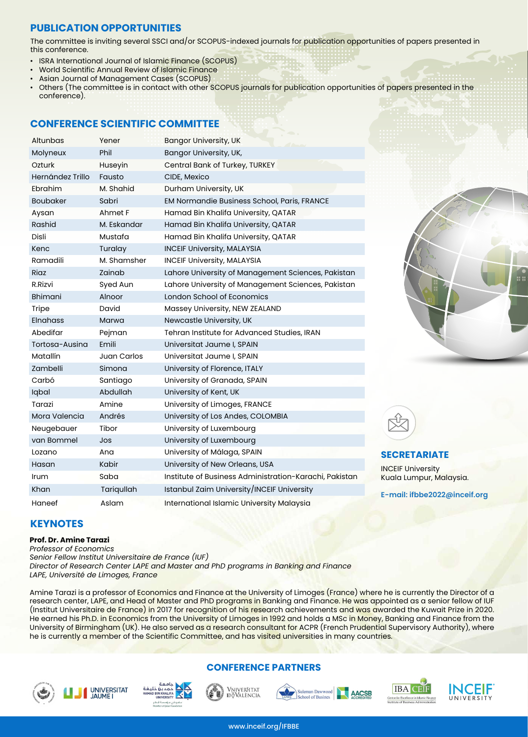## PUBLICATION OPPORTUNITIES

The committee is inviting several SSCI and/or SCOPUS-indexed journals for publication opportunities of papers presented in this conference.

- ISRA International Journal of Islamic Finance (SCOPUS)
- World Scientific Annual Review of Islamic Finance
- Asian Journal of Management Cases (SCOPUS)
- Others (The committee is in contact with other SCOPUS journals for publication opportunities of papers presented in the conference).

## CONFERENCE SCIENTIFIC COMMITTEE

| | | |
|---|---|---|
| Altunbas | Yener | Bangor University, UK |
| Molyneux | Phil | Bangor University, UK, |
| Ozturk | Huseyin | Central Bank of Turkey, TURKEY |
| Hernández Trillo | Fausto | CIDE, Mexico |
| Ebrahim | M. Shahid | Durham University, UK |
| Boubaker | Sabri | EM Normandie Business School, Paris, FRANCE |
| Aysan | Ahmet F | Hamad Bin Khalifa University, QATAR |
| Rashid | M. Eskandar | Hamad Bin Khalifa University, QATAR |
| Disli | Mustafa | Hamad Bin Khalifa University, QATAR |
| Kenc | Turalay | INCEIF University, MALAYSIA |
| Ramadili | M. Shamsher | INCEIF University, MALAYSIA |
| Riaz | Zainab | Lahore University of Management Sciences, Pakistan |
| R.Rizvi | Syed Aun | Lahore University of Management Sciences, Pakistan |
| Bhimani | Alnoor | London School of Economics |
| Tripe | David | Massey University, NEW ZEALAND |
| Elnahass | Marwa | Newcastle University, UK |
| Abedifar | Pejman | Tehran Institute for Advanced Studies, IRAN |
| Tortosa-Ausina | Emili | Universitat Jaume I, SPAIN |
| Matallín | Juan Carlos | Universitat Jaume I, SPAIN |
| Zambelli | Simona | University of Florence, ITALY |
| Carbó | Santiago | University of Granada, SPAIN |
| Iqbal | Abdullah | University of Kent, UK |
| Tarazi | Amine | University of Limoges, FRANCE |
| Mora Valencia | Andrés | University of Los Andes, COLOMBIA |
| Neugebauer | Tibor | University of Luxembourg |
| van Bommel | Jos | University of Luxembourg |
| Lozano | Ana | University of Málaga, SPAIN |
| Hasan | Kabir | University of New Orleans, USA |
| Irum | Saba | Institute of Business Administration-Karachi, Pakistan |
| Khan | Tariqullah | Istanbul Zaim University/INCEIF University |
| Haneef | Aslam | International Islamic University Malaysia |

## SECRETARIATE

INCEIF University
Kuala Lumpur, Malaysia.

**E-mail: ifbbe2022@inceif.org**

## KEYNOTES

**Prof. Dr. Amine Tarazi**
*Professor of Economics*
*Senior Fellow Institut Universitaire de France (IUF)*
*Director of Research Center LAPE and Master and PhD programs in Banking and Finance*
*LAPE, Université de Limoges, France*

Amine Tarazi is a professor of Economics and Finance at the University of Limoges (France) where he is currently the Director of a research center, LAPE, and Head of Master and PhD programs in Banking and Finance. He was appointed as a senior fellow of IUF (Institut Universitaire de France) in 2017 for recognition of his research achievements and was awarded the Kuwait Prize in 2020. He earned his Ph.D. in Economics from the University of Limoges in 1992 and holds a MSc in Money, Banking and Finance from the University of Birmingham (UK). He also served as a research consultant for ACPR (French Prudential Supervisory Authority), where he is currently a member of the Scientific Committee, and has visited universities in many countries.

## CONFERENCE PARTNERS

Universitat Jaume I · Hamad Bin Khalifa University · Universitat de València · LUMS Suleman Dawood School of Business · AACSB Accredited · IBA CEIF · INCEIF University

www.inceif.org/IFBBE